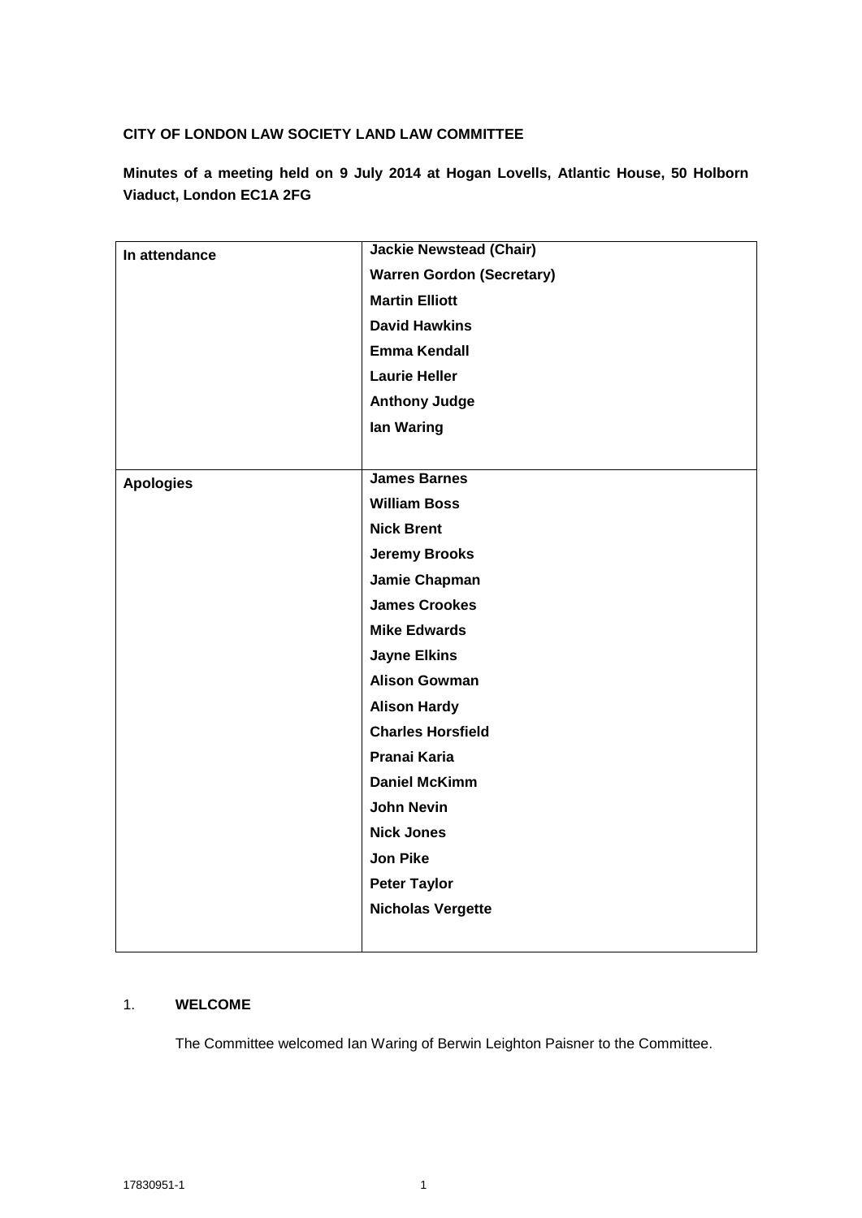**CITY OF LONDON LAW SOCIETY LAND LAW COMMITTEE**

**Minutes of a meeting held on 9 July 2014 at Hogan Lovells, Atlantic House, 50 Holborn Viaduct, London EC1A 2FG**

| | |
|---|---|
| **In attendance** | **Jackie Newstead (Chair)**<br>**Warren Gordon (Secretary)**<br>**Martin Elliott**<br>**David Hawkins**<br>**Emma Kendall**<br>**Laurie Heller**<br>**Anthony Judge**<br>**Ian Waring** |
| **Apologies** | **James Barnes**<br>**William Boss**<br>**Nick Brent**<br>**Jeremy Brooks**<br>**Jamie Chapman**<br>**James Crookes**<br>**Mike Edwards**<br>**Jayne Elkins**<br>**Alison Gowman**<br>**Alison Hardy**<br>**Charles Horsfield**<br>**Pranai Karia**<br>**Daniel McKimm**<br>**John Nevin**<br>**Nick Jones**<br>**Jon Pike**<br>**Peter Taylor**<br>**Nicholas Vergette** |

1. **WELCOME**

   The Committee welcomed Ian Waring of Berwin Leighton Paisner to the Committee.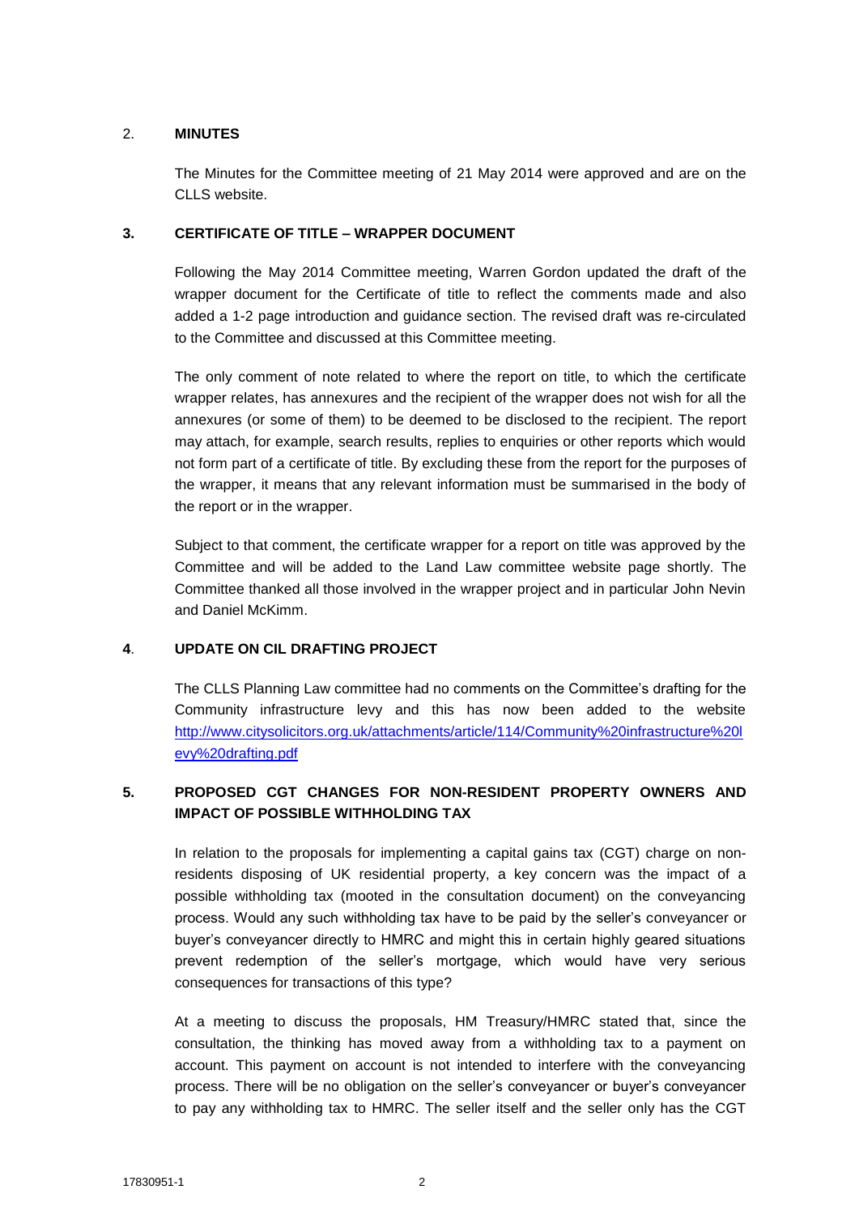## 2. MINUTES

The Minutes for the Committee meeting of 21 May 2014 were approved and are on the CLLS website.

## 3. CERTIFICATE OF TITLE – WRAPPER DOCUMENT

Following the May 2014 Committee meeting, Warren Gordon updated the draft of the wrapper document for the Certificate of title to reflect the comments made and also added a 1-2 page introduction and guidance section. The revised draft was re-circulated to the Committee and discussed at this Committee meeting.

The only comment of note related to where the report on title, to which the certificate wrapper relates, has annexures and the recipient of the wrapper does not wish for all the annexures (or some of them) to be deemed to be disclosed to the recipient. The report may attach, for example, search results, replies to enquiries or other reports which would not form part of a certificate of title. By excluding these from the report for the purposes of the wrapper, it means that any relevant information must be summarised in the body of the report or in the wrapper.

Subject to that comment, the certificate wrapper for a report on title was approved by the Committee and will be added to the Land Law committee website page shortly. The Committee thanked all those involved in the wrapper project and in particular John Nevin and Daniel McKimm.

## 4. UPDATE ON CIL DRAFTING PROJECT

The CLLS Planning Law committee had no comments on the Committee's drafting for the Community infrastructure levy and this has now been added to the website http://www.citysolicitors.org.uk/attachments/article/114/Community%20infrastructure%20levy%20drafting.pdf

## 5. PROPOSED CGT CHANGES FOR NON-RESIDENT PROPERTY OWNERS AND IMPACT OF POSSIBLE WITHHOLDING TAX

In relation to the proposals for implementing a capital gains tax (CGT) charge on non-residents disposing of UK residential property, a key concern was the impact of a possible withholding tax (mooted in the consultation document) on the conveyancing process. Would any such withholding tax have to be paid by the seller's conveyancer or buyer's conveyancer directly to HMRC and might this in certain highly geared situations prevent redemption of the seller's mortgage, which would have very serious consequences for transactions of this type?

At a meeting to discuss the proposals, HM Treasury/HMRC stated that, since the consultation, the thinking has moved away from a withholding tax to a payment on account. This payment on account is not intended to interfere with the conveyancing process. There will be no obligation on the seller's conveyancer or buyer's conveyancer to pay any withholding tax to HMRC. The seller itself and the seller only has the CGT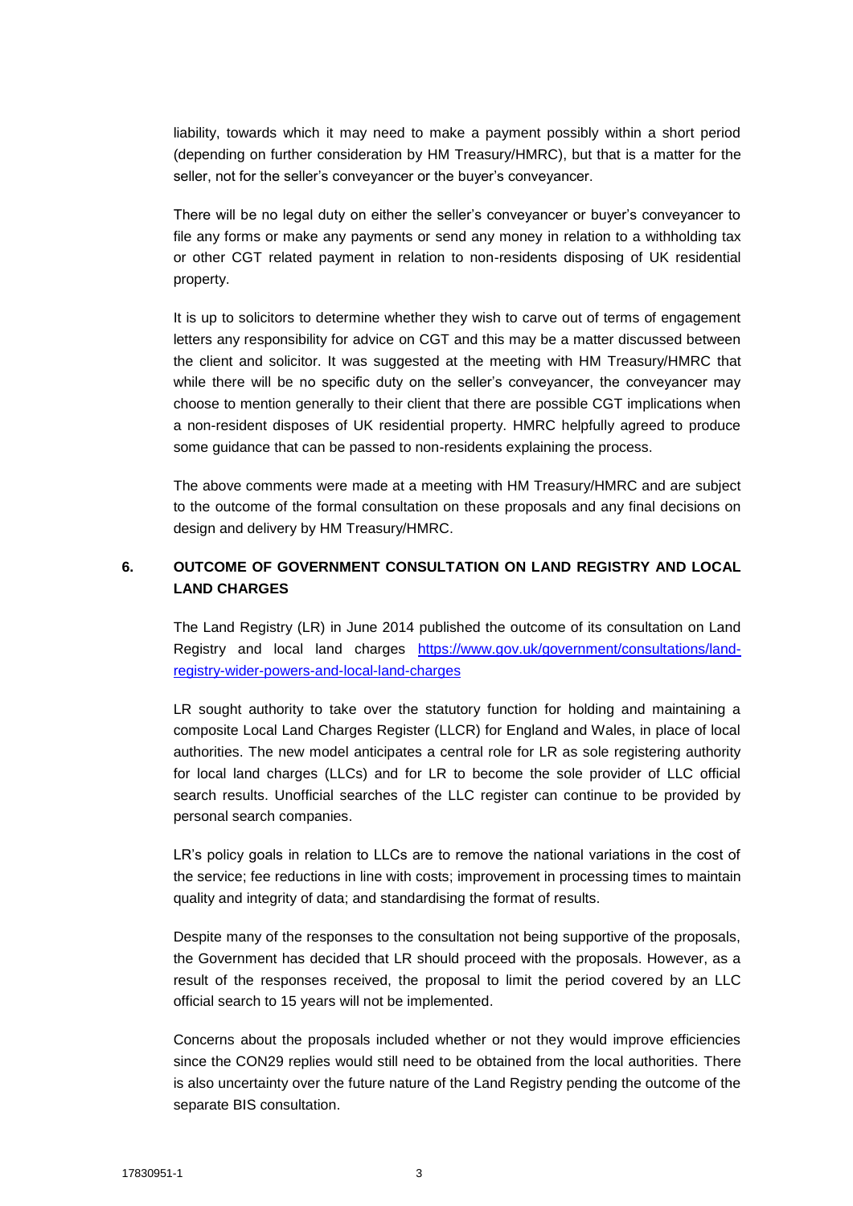liability, towards which it may need to make a payment possibly within a short period (depending on further consideration by HM Treasury/HMRC), but that is a matter for the seller, not for the seller's conveyancer or the buyer's conveyancer.

There will be no legal duty on either the seller's conveyancer or buyer's conveyancer to file any forms or make any payments or send any money in relation to a withholding tax or other CGT related payment in relation to non-residents disposing of UK residential property.

It is up to solicitors to determine whether they wish to carve out of terms of engagement letters any responsibility for advice on CGT and this may be a matter discussed between the client and solicitor. It was suggested at the meeting with HM Treasury/HMRC that while there will be no specific duty on the seller's conveyancer, the conveyancer may choose to mention generally to their client that there are possible CGT implications when a non-resident disposes of UK residential property. HMRC helpfully agreed to produce some guidance that can be passed to non-residents explaining the process.

The above comments were made at a meeting with HM Treasury/HMRC and are subject to the outcome of the formal consultation on these proposals and any final decisions on design and delivery by HM Treasury/HMRC.

## 6. OUTCOME OF GOVERNMENT CONSULTATION ON LAND REGISTRY AND LOCAL LAND CHARGES

The Land Registry (LR) in June 2014 published the outcome of its consultation on Land Registry and local land charges https://www.gov.uk/government/consultations/land-registry-wider-powers-and-local-land-charges

LR sought authority to take over the statutory function for holding and maintaining a composite Local Land Charges Register (LLCR) for England and Wales, in place of local authorities. The new model anticipates a central role for LR as sole registering authority for local land charges (LLCs) and for LR to become the sole provider of LLC official search results. Unofficial searches of the LLC register can continue to be provided by personal search companies.

LR's policy goals in relation to LLCs are to remove the national variations in the cost of the service; fee reductions in line with costs; improvement in processing times to maintain quality and integrity of data; and standardising the format of results.

Despite many of the responses to the consultation not being supportive of the proposals, the Government has decided that LR should proceed with the proposals. However, as a result of the responses received, the proposal to limit the period covered by an LLC official search to 15 years will not be implemented.

Concerns about the proposals included whether or not they would improve efficiencies since the CON29 replies would still need to be obtained from the local authorities. There is also uncertainty over the future nature of the Land Registry pending the outcome of the separate BIS consultation.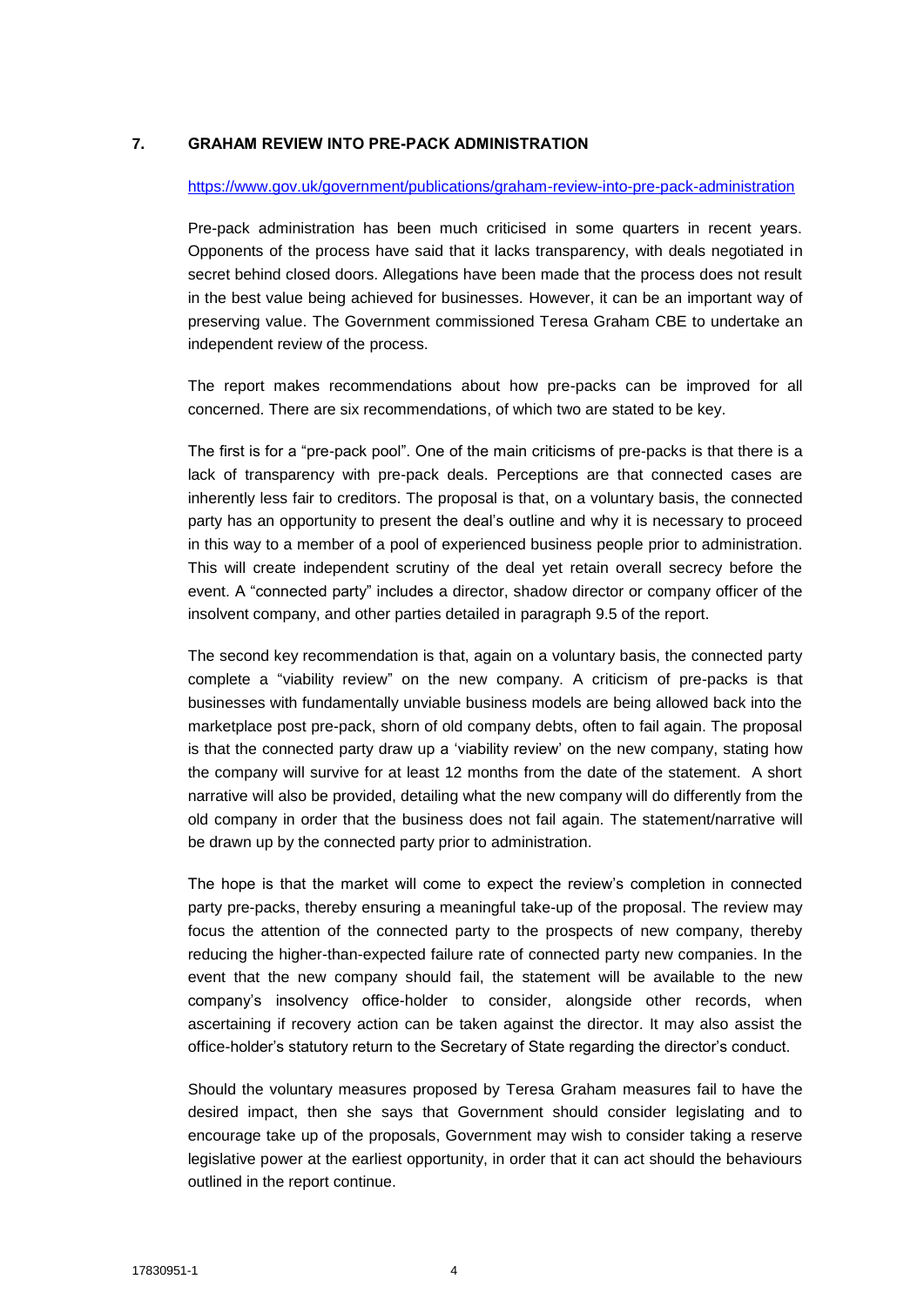## 7. GRAHAM REVIEW INTO PRE-PACK ADMINISTRATION

https://www.gov.uk/government/publications/graham-review-into-pre-pack-administration

Pre-pack administration has been much criticised in some quarters in recent years. Opponents of the process have said that it lacks transparency, with deals negotiated in secret behind closed doors. Allegations have been made that the process does not result in the best value being achieved for businesses. However, it can be an important way of preserving value. The Government commissioned Teresa Graham CBE to undertake an independent review of the process.

The report makes recommendations about how pre-packs can be improved for all concerned. There are six recommendations, of which two are stated to be key.

The first is for a "pre-pack pool". One of the main criticisms of pre-packs is that there is a lack of transparency with pre-pack deals. Perceptions are that connected cases are inherently less fair to creditors. The proposal is that, on a voluntary basis, the connected party has an opportunity to present the deal's outline and why it is necessary to proceed in this way to a member of a pool of experienced business people prior to administration. This will create independent scrutiny of the deal yet retain overall secrecy before the event. A "connected party" includes a director, shadow director or company officer of the insolvent company, and other parties detailed in paragraph 9.5 of the report.

The second key recommendation is that, again on a voluntary basis, the connected party complete a "viability review" on the new company. A criticism of pre-packs is that businesses with fundamentally unviable business models are being allowed back into the marketplace post pre-pack, shorn of old company debts, often to fail again. The proposal is that the connected party draw up a 'viability review' on the new company, stating how the company will survive for at least 12 months from the date of the statement. A short narrative will also be provided, detailing what the new company will do differently from the old company in order that the business does not fail again. The statement/narrative will be drawn up by the connected party prior to administration.

The hope is that the market will come to expect the review's completion in connected party pre-packs, thereby ensuring a meaningful take-up of the proposal. The review may focus the attention of the connected party to the prospects of new company, thereby reducing the higher-than-expected failure rate of connected party new companies. In the event that the new company should fail, the statement will be available to the new company's insolvency office-holder to consider, alongside other records, when ascertaining if recovery action can be taken against the director. It may also assist the office-holder's statutory return to the Secretary of State regarding the director's conduct.

Should the voluntary measures proposed by Teresa Graham measures fail to have the desired impact, then she says that Government should consider legislating and to encourage take up of the proposals, Government may wish to consider taking a reserve legislative power at the earliest opportunity, in order that it can act should the behaviours outlined in the report continue.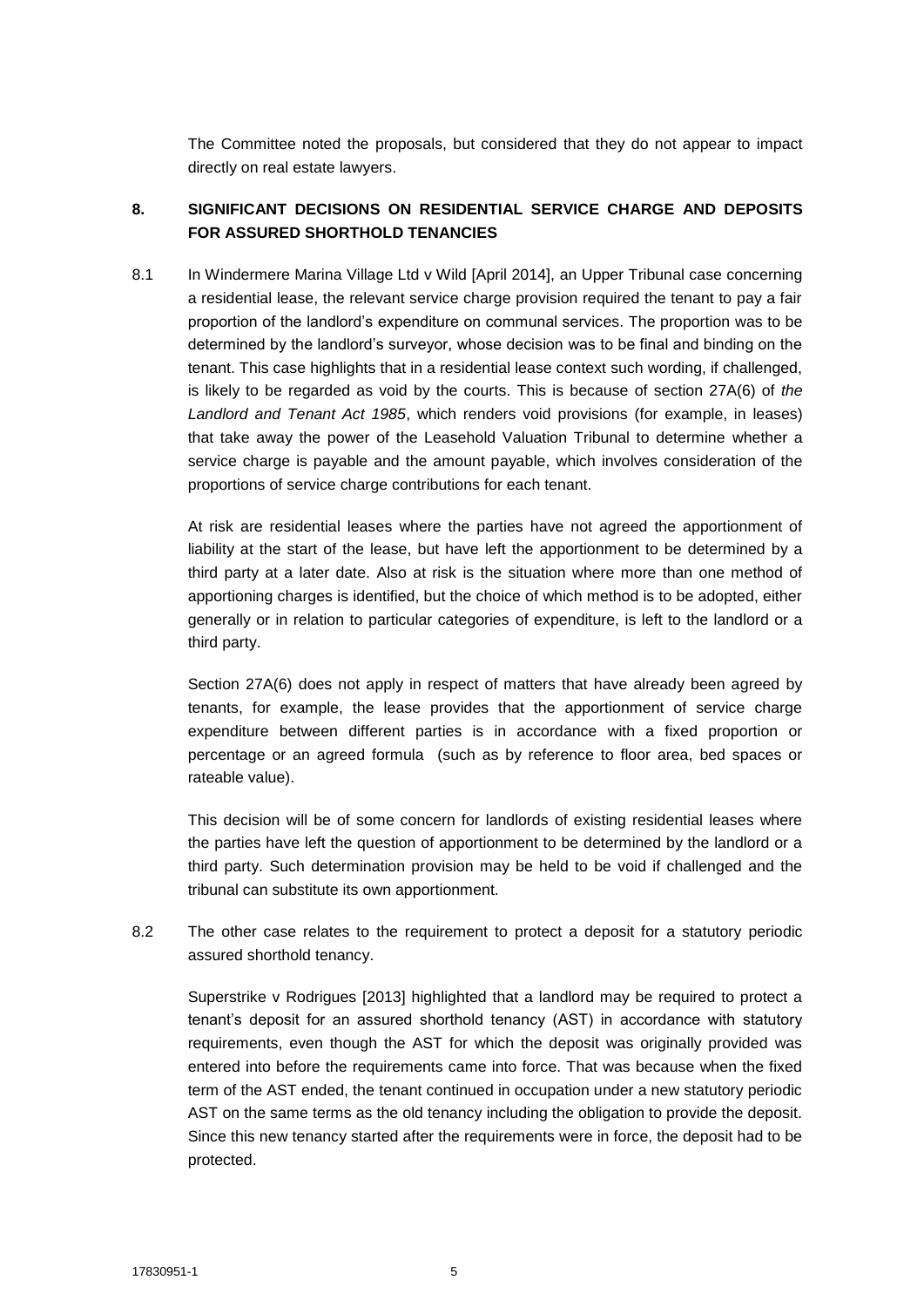The Committee noted the proposals, but considered that they do not appear to impact directly on real estate lawyers.

## 8. SIGNIFICANT DECISIONS ON RESIDENTIAL SERVICE CHARGE AND DEPOSITS FOR ASSURED SHORTHOLD TENANCIES

8.1 In Windermere Marina Village Ltd v Wild [April 2014], an Upper Tribunal case concerning a residential lease, the relevant service charge provision required the tenant to pay a fair proportion of the landlord's expenditure on communal services. The proportion was to be determined by the landlord's surveyor, whose decision was to be final and binding on the tenant. This case highlights that in a residential lease context such wording, if challenged, is likely to be regarded as void by the courts. This is because of section 27A(6) of *the Landlord and Tenant Act 1985*, which renders void provisions (for example, in leases) that take away the power of the Leasehold Valuation Tribunal to determine whether a service charge is payable and the amount payable, which involves consideration of the proportions of service charge contributions for each tenant.

At risk are residential leases where the parties have not agreed the apportionment of liability at the start of the lease, but have left the apportionment to be determined by a third party at a later date. Also at risk is the situation where more than one method of apportioning charges is identified, but the choice of which method is to be adopted, either generally or in relation to particular categories of expenditure, is left to the landlord or a third party.

Section 27A(6) does not apply in respect of matters that have already been agreed by tenants, for example, the lease provides that the apportionment of service charge expenditure between different parties is in accordance with a fixed proportion or percentage or an agreed formula (such as by reference to floor area, bed spaces or rateable value).

This decision will be of some concern for landlords of existing residential leases where the parties have left the question of apportionment to be determined by the landlord or a third party. Such determination provision may be held to be void if challenged and the tribunal can substitute its own apportionment.

8.2 The other case relates to the requirement to protect a deposit for a statutory periodic assured shorthold tenancy.

Superstrike v Rodrigues [2013] highlighted that a landlord may be required to protect a tenant's deposit for an assured shorthold tenancy (AST) in accordance with statutory requirements, even though the AST for which the deposit was originally provided was entered into before the requirements came into force. That was because when the fixed term of the AST ended, the tenant continued in occupation under a new statutory periodic AST on the same terms as the old tenancy including the obligation to provide the deposit. Since this new tenancy started after the requirements were in force, the deposit had to be protected.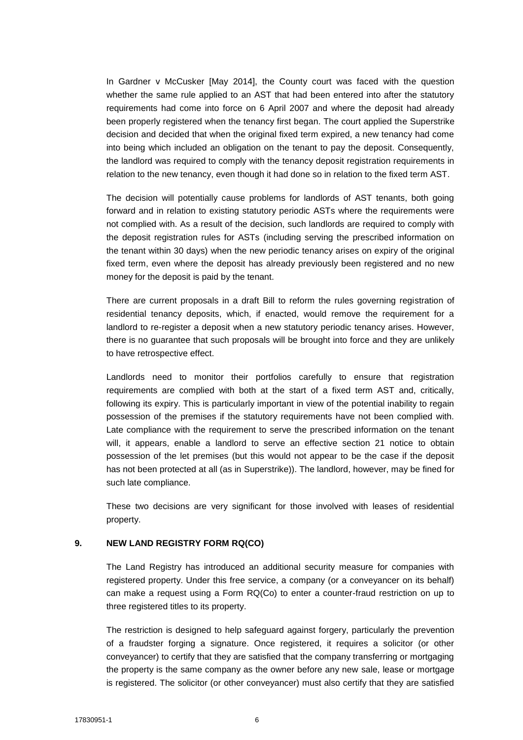In Gardner v McCusker [May 2014], the County court was faced with the question whether the same rule applied to an AST that had been entered into after the statutory requirements had come into force on 6 April 2007 and where the deposit had already been properly registered when the tenancy first began. The court applied the Superstrike decision and decided that when the original fixed term expired, a new tenancy had come into being which included an obligation on the tenant to pay the deposit. Consequently, the landlord was required to comply with the tenancy deposit registration requirements in relation to the new tenancy, even though it had done so in relation to the fixed term AST.

The decision will potentially cause problems for landlords of AST tenants, both going forward and in relation to existing statutory periodic ASTs where the requirements were not complied with. As a result of the decision, such landlords are required to comply with the deposit registration rules for ASTs (including serving the prescribed information on the tenant within 30 days) when the new periodic tenancy arises on expiry of the original fixed term, even where the deposit has already previously been registered and no new money for the deposit is paid by the tenant.

There are current proposals in a draft Bill to reform the rules governing registration of residential tenancy deposits, which, if enacted, would remove the requirement for a landlord to re-register a deposit when a new statutory periodic tenancy arises. However, there is no guarantee that such proposals will be brought into force and they are unlikely to have retrospective effect.

Landlords need to monitor their portfolios carefully to ensure that registration requirements are complied with both at the start of a fixed term AST and, critically, following its expiry. This is particularly important in view of the potential inability to regain possession of the premises if the statutory requirements have not been complied with. Late compliance with the requirement to serve the prescribed information on the tenant will, it appears, enable a landlord to serve an effective section 21 notice to obtain possession of the let premises (but this would not appear to be the case if the deposit has not been protected at all (as in Superstrike)). The landlord, however, may be fined for such late compliance.

These two decisions are very significant for those involved with leases of residential property.

## 9. NEW LAND REGISTRY FORM RQ(CO)

The Land Registry has introduced an additional security measure for companies with registered property. Under this free service, a company (or a conveyancer on its behalf) can make a request using a Form RQ(Co) to enter a counter-fraud restriction on up to three registered titles to its property.

The restriction is designed to help safeguard against forgery, particularly the prevention of a fraudster forging a signature. Once registered, it requires a solicitor (or other conveyancer) to certify that they are satisfied that the company transferring or mortgaging the property is the same company as the owner before any new sale, lease or mortgage is registered. The solicitor (or other conveyancer) must also certify that they are satisfied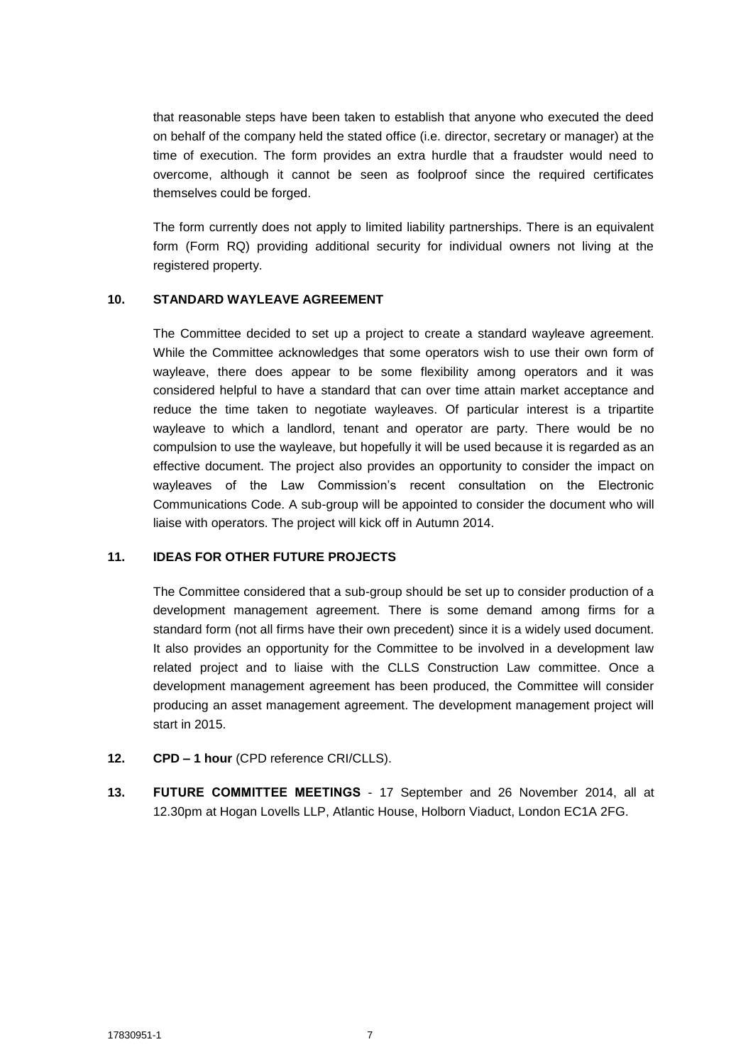that reasonable steps have been taken to establish that anyone who executed the deed on behalf of the company held the stated office (i.e. director, secretary or manager) at the time of execution. The form provides an extra hurdle that a fraudster would need to overcome, although it cannot be seen as foolproof since the required certificates themselves could be forged.

The form currently does not apply to limited liability partnerships. There is an equivalent form (Form RQ) providing additional security for individual owners not living at the registered property.

**10. STANDARD WAYLEAVE AGREEMENT**

The Committee decided to set up a project to create a standard wayleave agreement. While the Committee acknowledges that some operators wish to use their own form of wayleave, there does appear to be some flexibility among operators and it was considered helpful to have a standard that can over time attain market acceptance and reduce the time taken to negotiate wayleaves. Of particular interest is a tripartite wayleave to which a landlord, tenant and operator are party. There would be no compulsion to use the wayleave, but hopefully it will be used because it is regarded as an effective document. The project also provides an opportunity to consider the impact on wayleaves of the Law Commission's recent consultation on the Electronic Communications Code. A sub-group will be appointed to consider the document who will liaise with operators. The project will kick off in Autumn 2014.

**11. IDEAS FOR OTHER FUTURE PROJECTS**

The Committee considered that a sub-group should be set up to consider production of a development management agreement. There is some demand among firms for a standard form (not all firms have their own precedent) since it is a widely used document. It also provides an opportunity for the Committee to be involved in a development law related project and to liaise with the CLLS Construction Law committee. Once a development management agreement has been produced, the Committee will consider producing an asset management agreement. The development management project will start in 2015.

**12. CPD – 1 hour** (CPD reference CRI/CLLS).

**13. FUTURE COMMITTEE MEETINGS** - 17 September and 26 November 2014, all at 12.30pm at Hogan Lovells LLP, Atlantic House, Holborn Viaduct, London EC1A 2FG.